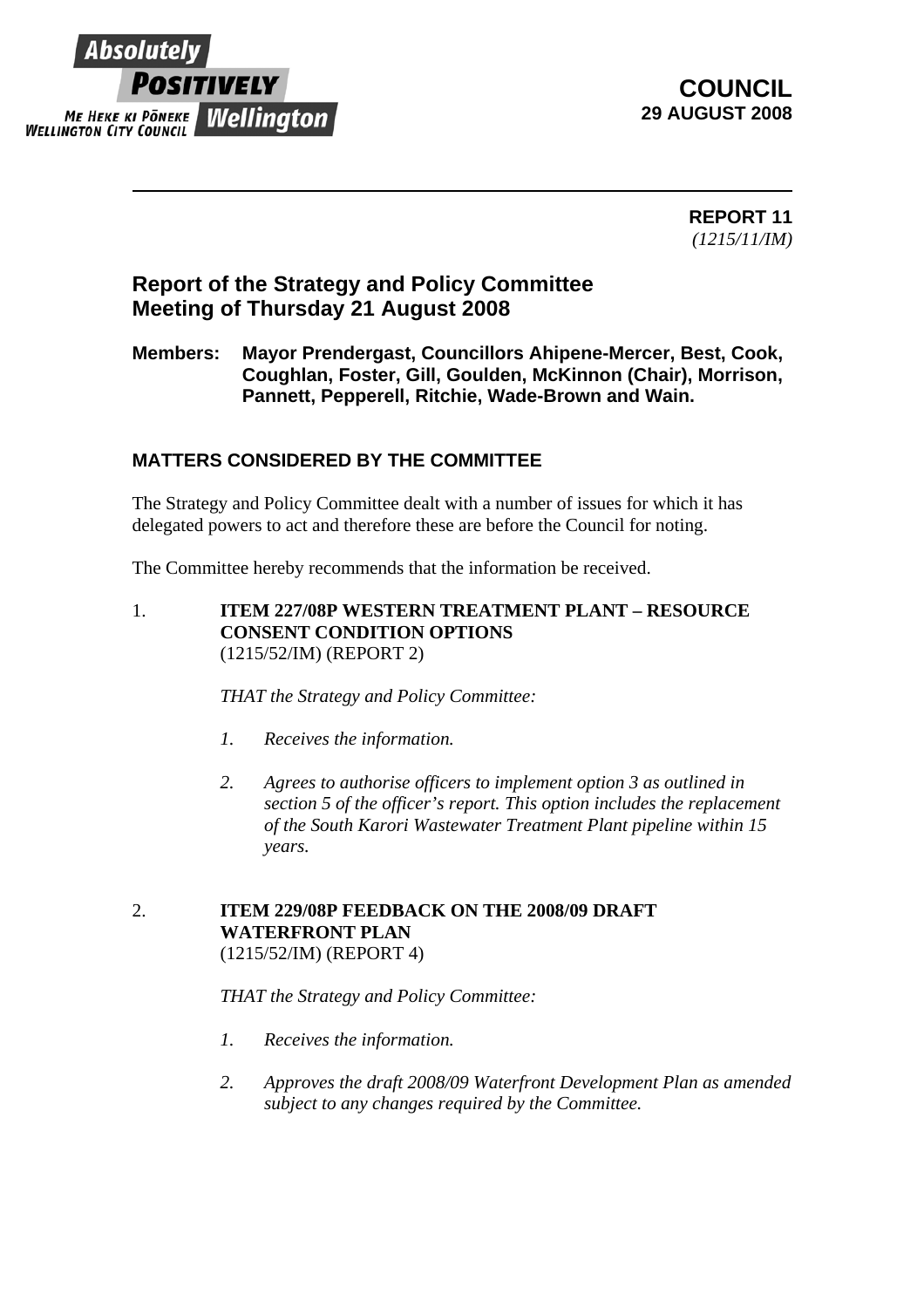Absolutely POSITIVELY Wellington

ME HEKE KI PŌNEKE
WELLINGTON CITY COUNCIL

**COUNCIL**
**29 AUGUST 2008**

---

**REPORT 11**
*(1215/11/IM)*

## Report of the Strategy and Policy Committee
## Meeting of Thursday 21 August 2008

**Members: Mayor Prendergast, Councillors Ahipene-Mercer, Best, Cook, Coughlan, Foster, Gill, Goulden, McKinnon (Chair), Morrison, Pannett, Pepperell, Ritchie, Wade-Brown and Wain.**

### MATTERS CONSIDERED BY THE COMMITTEE

The Strategy and Policy Committee dealt with a number of issues for which it has delegated powers to act and therefore these are before the Council for noting.

The Committee hereby recommends that the information be received.

1. **ITEM 227/08P WESTERN TREATMENT PLANT – RESOURCE CONSENT CONDITION OPTIONS**
   (1215/52/IM) (REPORT 2)

   *THAT the Strategy and Policy Committee:*

   1. *Receives the information.*

   2. *Agrees to authorise officers to implement option 3 as outlined in section 5 of the officer's report. This option includes the replacement of the South Karori Wastewater Treatment Plant pipeline within 15 years.*

2. **ITEM 229/08P FEEDBACK ON THE 2008/09 DRAFT WATERFRONT PLAN**
   (1215/52/IM) (REPORT 4)

   *THAT the Strategy and Policy Committee:*

   1. *Receives the information.*

   2. *Approves the draft 2008/09 Waterfront Development Plan as amended subject to any changes required by the Committee.*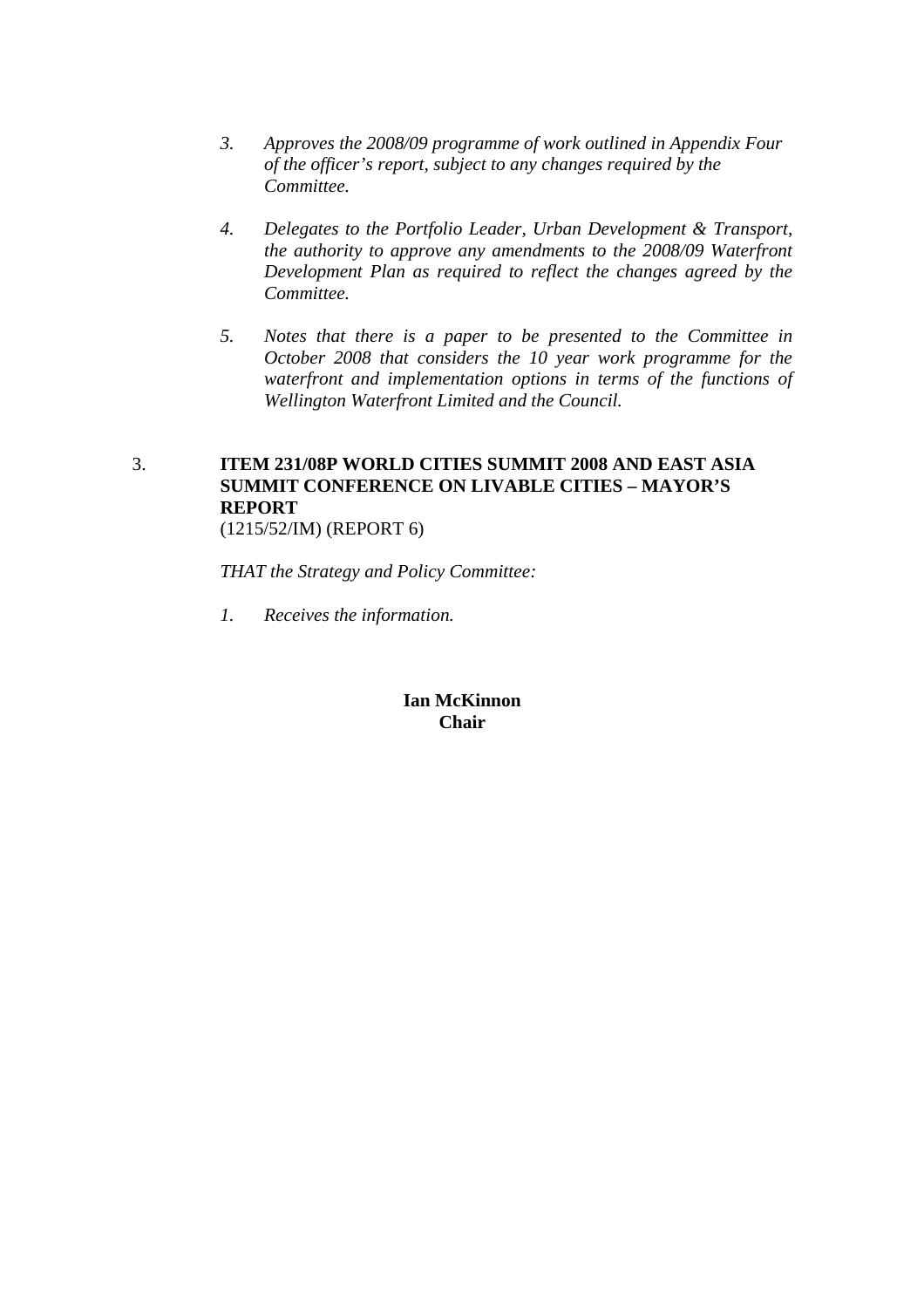3. *Approves the 2008/09 programme of work outlined in Appendix Four of the officer's report, subject to any changes required by the Committee.*

4. *Delegates to the Portfolio Leader, Urban Development & Transport, the authority to approve any amendments to the 2008/09 Waterfront Development Plan as required to reflect the changes agreed by the Committee.*

5. *Notes that there is a paper to be presented to the Committee in October 2008 that considers the 10 year work programme for the waterfront and implementation options in terms of the functions of Wellington Waterfront Limited and the Council.*

3. **ITEM 231/08P WORLD CITIES SUMMIT 2008 AND EAST ASIA SUMMIT CONFERENCE ON LIVABLE CITIES – MAYOR'S REPORT**
(1215/52/IM) (REPORT 6)

*THAT the Strategy and Policy Committee:*

1. *Receives the information.*

**Ian McKinnon**
**Chair**